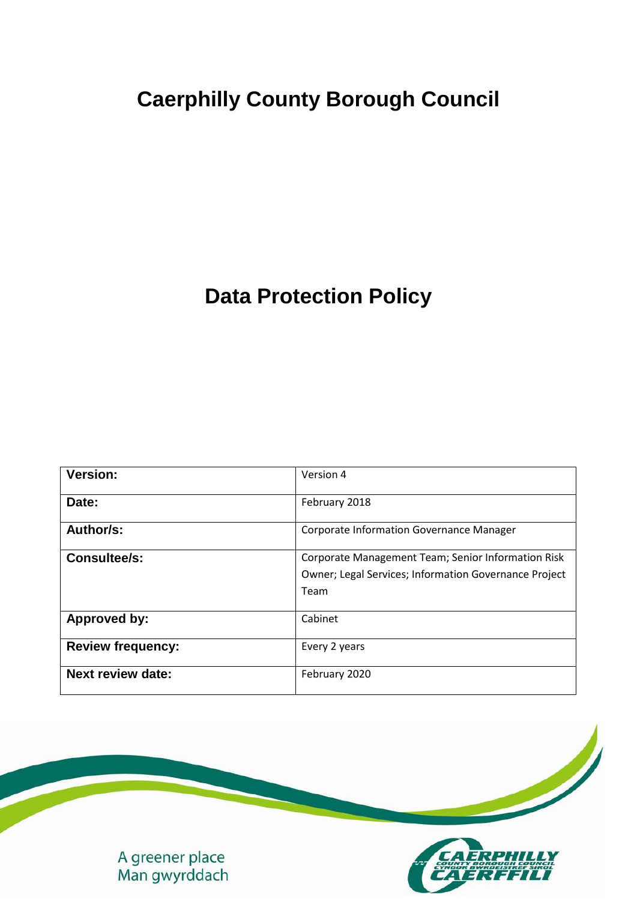# Caerphilly County Borough Council

# Data Protection Policy

| | |
|---|---|
| **Version:** | Version 4 |
| **Date:** | February 2018 |
| **Author/s:** | Corporate Information Governance Manager |
| **Consultee/s:** | Corporate Management Team; Senior Information Risk Owner; Legal Services; Information Governance Project Team |
| **Approved by:** | Cabinet |
| **Review frequency:** | Every 2 years |
| **Next review date:** | February 2020 |

A greener place
Man gwyrddach

CAERPHILLY COUNTY BOROUGH COUNCIL
CYNGOR BWRDEISTREF SIROL CAERFFILI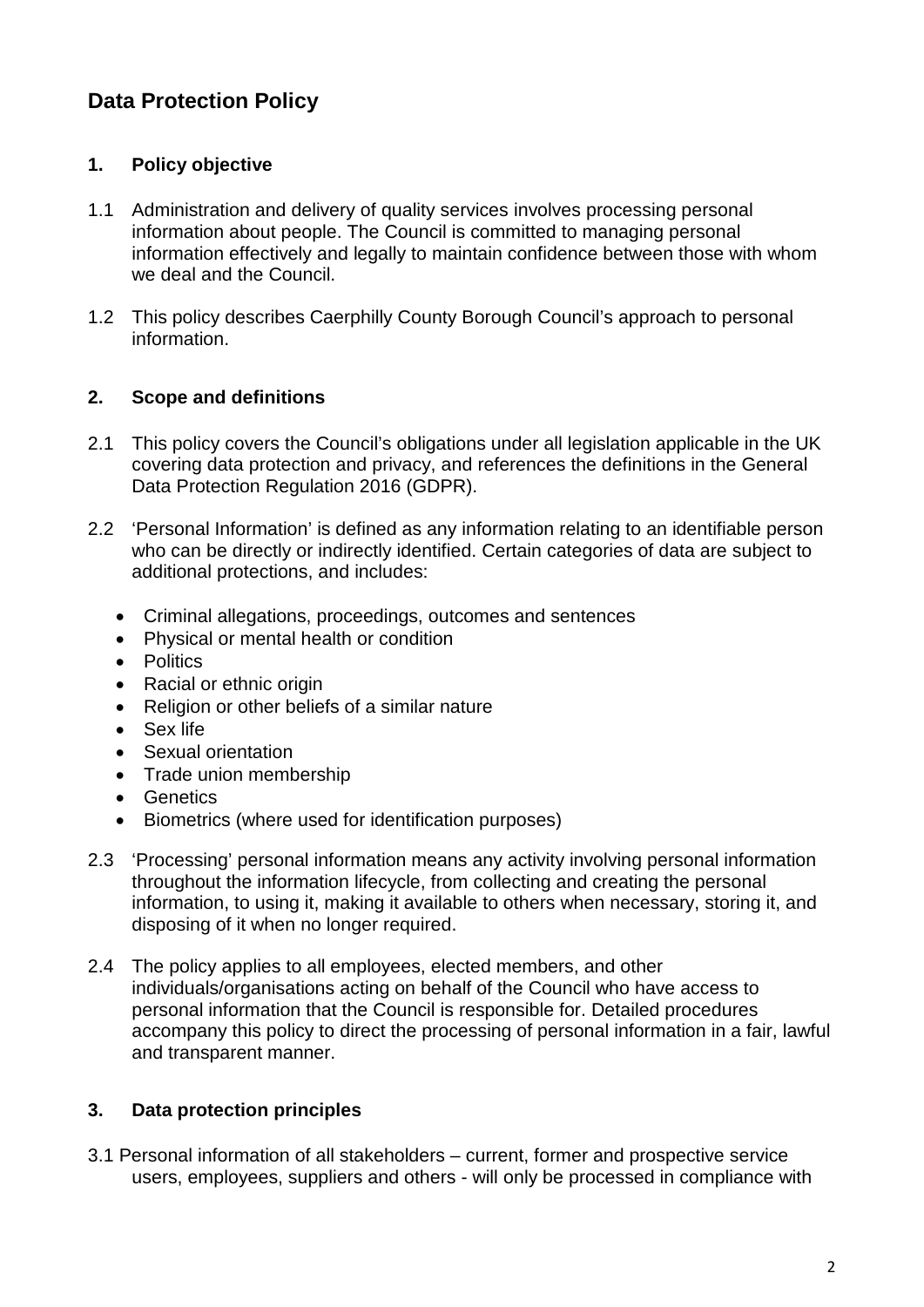## Data Protection Policy

### 1. Policy objective

1.1 Administration and delivery of quality services involves processing personal information about people. The Council is committed to managing personal information effectively and legally to maintain confidence between those with whom we deal and the Council.

1.2 This policy describes Caerphilly County Borough Council's approach to personal information.

### 2. Scope and definitions

2.1 This policy covers the Council's obligations under all legislation applicable in the UK covering data protection and privacy, and references the definitions in the General Data Protection Regulation 2016 (GDPR).

2.2 'Personal Information' is defined as any information relating to an identifiable person who can be directly or indirectly identified. Certain categories of data are subject to additional protections, and includes:

- Criminal allegations, proceedings, outcomes and sentences
- Physical or mental health or condition
- Politics
- Racial or ethnic origin
- Religion or other beliefs of a similar nature
- Sex life
- Sexual orientation
- Trade union membership
- Genetics
- Biometrics (where used for identification purposes)

2.3 'Processing' personal information means any activity involving personal information throughout the information lifecycle, from collecting and creating the personal information, to using it, making it available to others when necessary, storing it, and disposing of it when no longer required.

2.4 The policy applies to all employees, elected members, and other individuals/organisations acting on behalf of the Council who have access to personal information that the Council is responsible for. Detailed procedures accompany this policy to direct the processing of personal information in a fair, lawful and transparent manner.

### 3. Data protection principles

3.1 Personal information of all stakeholders – current, former and prospective service users, employees, suppliers and others - will only be processed in compliance with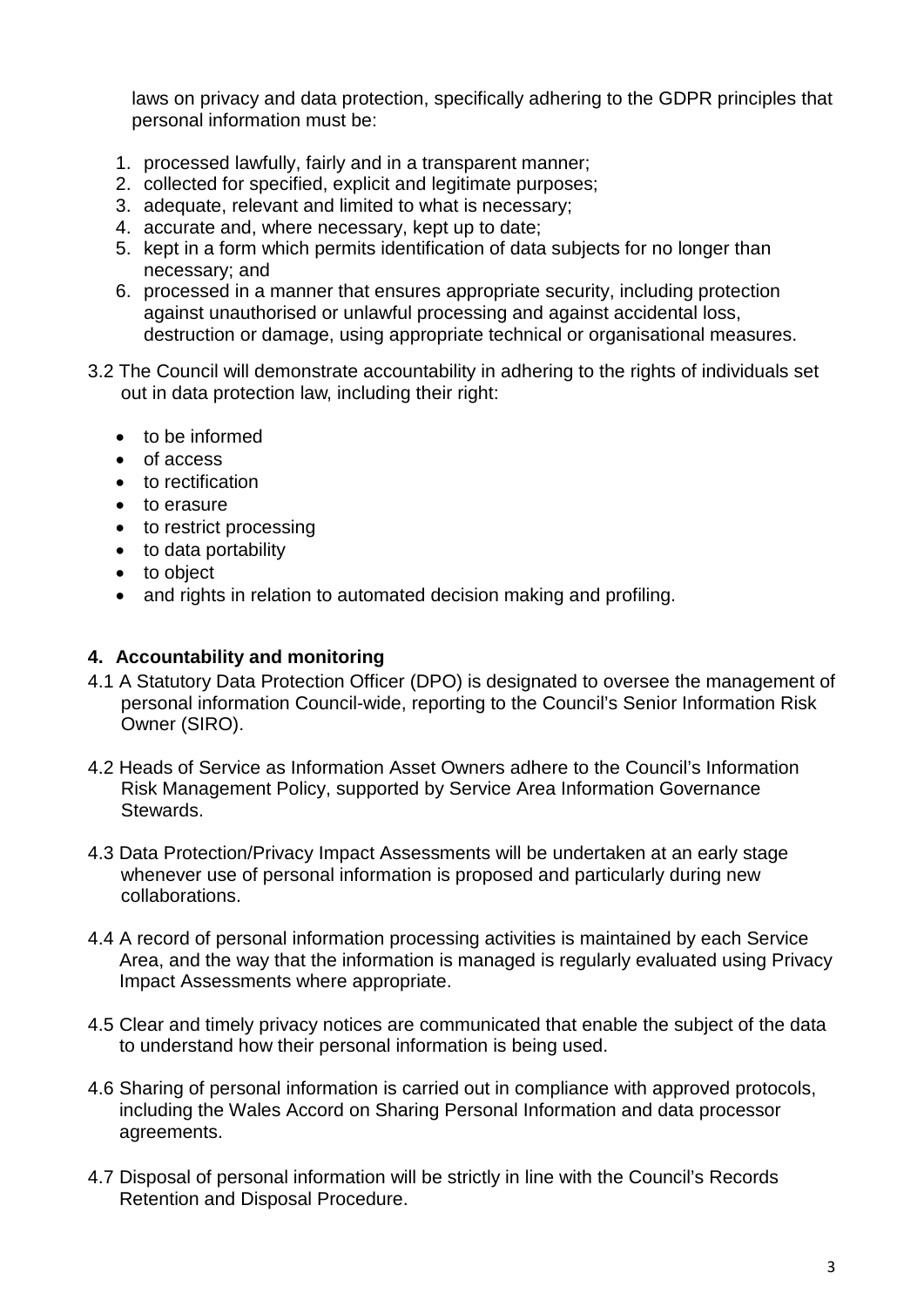laws on privacy and data protection, specifically adhering to the GDPR principles that personal information must be:

1. processed lawfully, fairly and in a transparent manner;
2. collected for specified, explicit and legitimate purposes;
3. adequate, relevant and limited to what is necessary;
4. accurate and, where necessary, kept up to date;
5. kept in a form which permits identification of data subjects for no longer than necessary; and
6. processed in a manner that ensures appropriate security, including protection against unauthorised or unlawful processing and against accidental loss, destruction or damage, using appropriate technical or organisational measures.

3.2 The Council will demonstrate accountability in adhering to the rights of individuals set out in data protection law, including their right:

- to be informed
- of access
- to rectification
- to erasure
- to restrict processing
- to data portability
- to object
- and rights in relation to automated decision making and profiling.

## 4. Accountability and monitoring

4.1 A Statutory Data Protection Officer (DPO) is designated to oversee the management of personal information Council-wide, reporting to the Council's Senior Information Risk Owner (SIRO).

4.2 Heads of Service as Information Asset Owners adhere to the Council's Information Risk Management Policy, supported by Service Area Information Governance Stewards.

4.3 Data Protection/Privacy Impact Assessments will be undertaken at an early stage whenever use of personal information is proposed and particularly during new collaborations.

4.4 A record of personal information processing activities is maintained by each Service Area, and the way that the information is managed is regularly evaluated using Privacy Impact Assessments where appropriate.

4.5 Clear and timely privacy notices are communicated that enable the subject of the data to understand how their personal information is being used.

4.6 Sharing of personal information is carried out in compliance with approved protocols, including the Wales Accord on Sharing Personal Information and data processor agreements.

4.7 Disposal of personal information will be strictly in line with the Council's Records Retention and Disposal Procedure.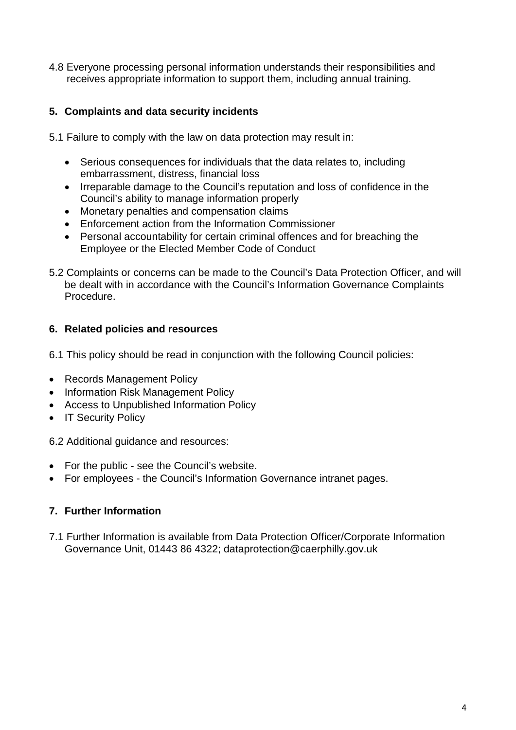4.8 Everyone processing personal information understands their responsibilities and receives appropriate information to support them, including annual training.

## 5. Complaints and data security incidents

5.1 Failure to comply with the law on data protection may result in:

- Serious consequences for individuals that the data relates to, including embarrassment, distress, financial loss
- Irreparable damage to the Council's reputation and loss of confidence in the Council's ability to manage information properly
- Monetary penalties and compensation claims
- Enforcement action from the Information Commissioner
- Personal accountability for certain criminal offences and for breaching the Employee or the Elected Member Code of Conduct

5.2 Complaints or concerns can be made to the Council's Data Protection Officer, and will be dealt with in accordance with the Council's Information Governance Complaints Procedure.

## 6. Related policies and resources

6.1 This policy should be read in conjunction with the following Council policies:

- Records Management Policy
- Information Risk Management Policy
- Access to Unpublished Information Policy
- IT Security Policy

6.2 Additional guidance and resources:

- For the public - see the Council's website.
- For employees - the Council's Information Governance intranet pages.

## 7. Further Information

7.1 Further Information is available from Data Protection Officer/Corporate Information Governance Unit, 01443 86 4322; dataprotection@caerphilly.gov.uk